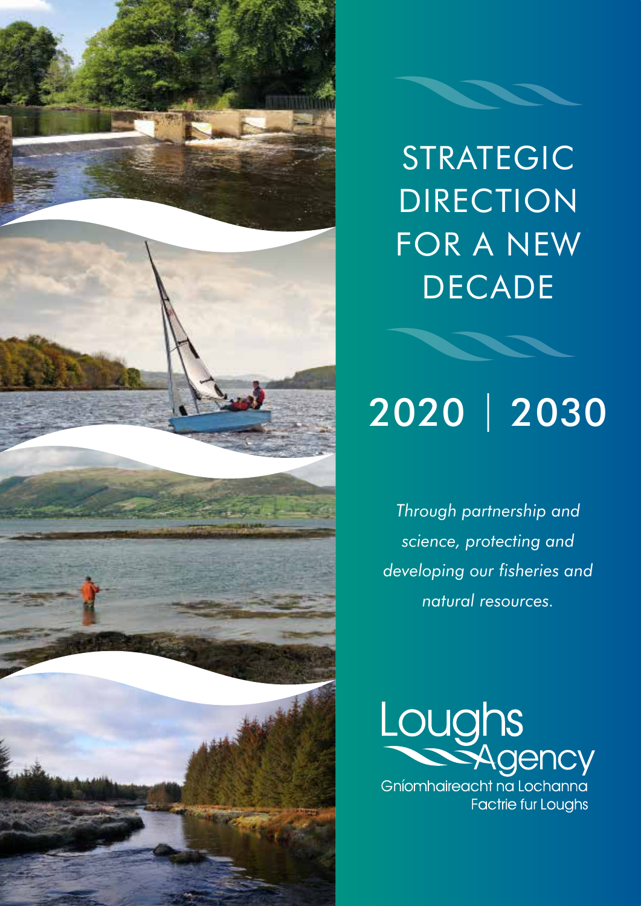# STRATEGIC DIRECTION FOR A NEW DECADE

## 2020 | 2030

*Through partnership and science, protecting and developing our fisheries and natural resources.*

Loughs Agency
Gníomhaireacht na Lochanna
Factrie fur Loughs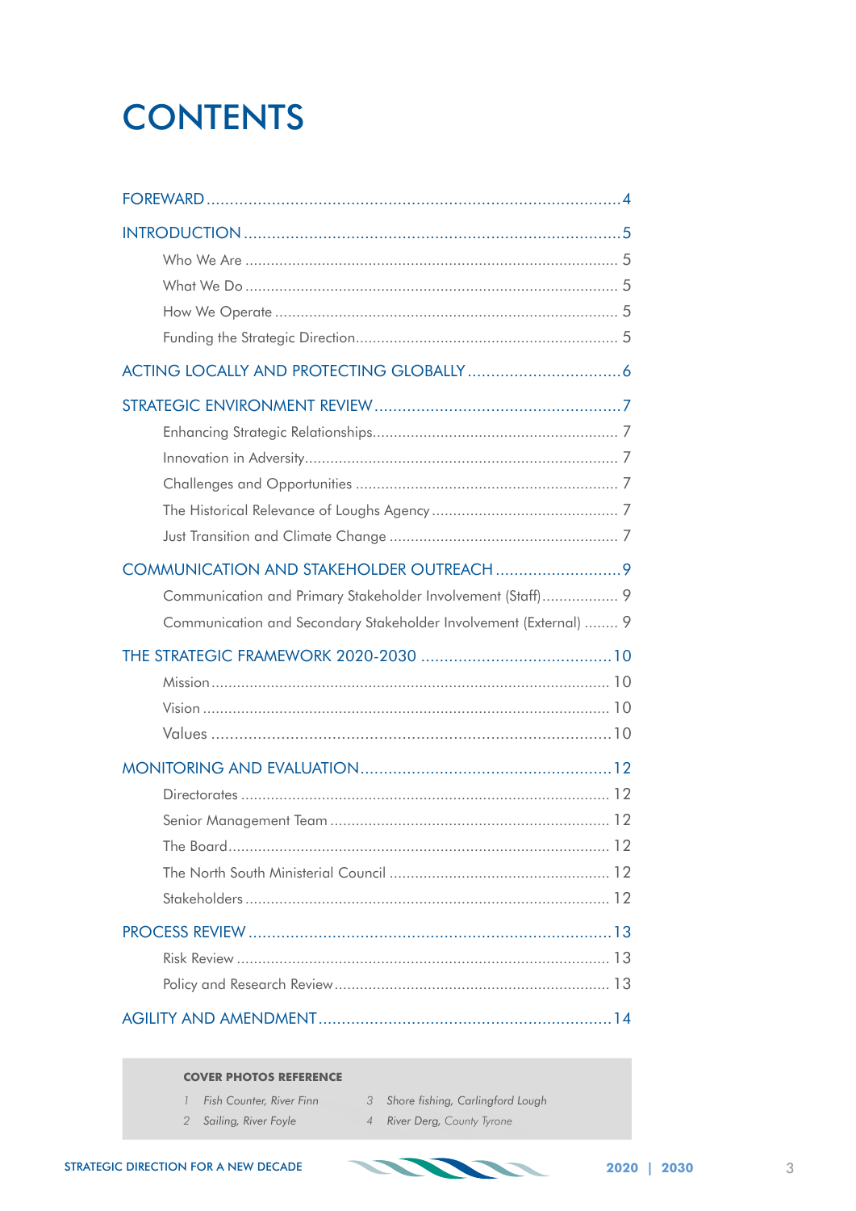# CONTENTS

FOREWARD ........................................................................................4

INTRODUCTION .................................................................................5

- Who We Are ........................................................................................ 5
- What We Do ........................................................................................ 5
- How We Operate ................................................................................ 5
- Funding the Strategic Direction........................................................... 5

ACTING LOCALLY AND PROTECTING GLOBALLY .................................6

STRATEGIC ENVIRONMENT REVIEW .....................................................7

- Enhancing Strategic Relationships......................................................... 7
- Innovation in Adversity......................................................................... 7
- Challenges and Opportunities ............................................................. 7
- The Historical Relevance of Loughs Agency ........................................... 7
- Just Transition and Climate Change ..................................................... 7

COMMUNICATION AND STAKEHOLDER OUTREACH ...........................9

- Communication and Primary Stakeholder Involvement (Staff).................. 9
- Communication and Secondary Stakeholder Involvement (External) ........ 9

THE STRATEGIC FRAMEWORK 2020-2030 .........................................10

- Mission ............................................................................................. 10
- Vision ............................................................................................... 10
- Values .............................................................................................. 10

MONITORING AND EVALUATION......................................................12

- Directorates ...................................................................................... 12
- Senior Management Team ................................................................. 12
- The Board......................................................................................... 12
- The North South Ministerial Council ................................................... 12
- Stakeholders ..................................................................................... 12

PROCESS REVIEW .............................................................................13

- Risk Review ....................................................................................... 13
- Policy and Research Review................................................................ 13

AGILITY AND AMENDMENT...............................................................14

**COVER PHOTOS REFERENCE**

1. *Fish Counter, River Finn*
2. *Sailing, River Foyle*
3. *Shore fishing, Carlingford Lough*
4. *River Derg, County Tyrone*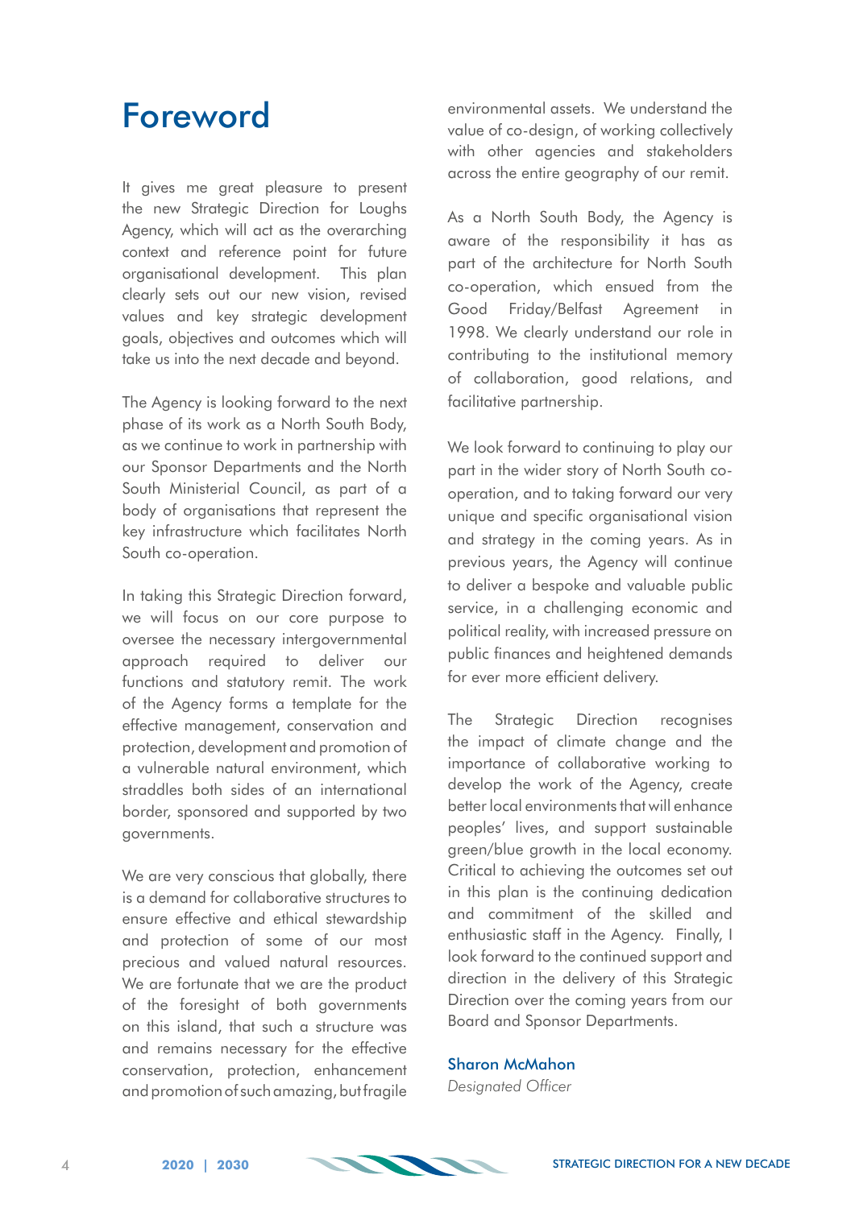# Foreword

It gives me great pleasure to present the new Strategic Direction for Loughs Agency, which will act as the overarching context and reference point for future organisational development. This plan clearly sets out our new vision, revised values and key strategic development goals, objectives and outcomes which will take us into the next decade and beyond.

The Agency is looking forward to the next phase of its work as a North South Body, as we continue to work in partnership with our Sponsor Departments and the North South Ministerial Council, as part of a body of organisations that represent the key infrastructure which facilitates North South co-operation.

In taking this Strategic Direction forward, we will focus on our core purpose to oversee the necessary intergovernmental approach required to deliver our functions and statutory remit. The work of the Agency forms a template for the effective management, conservation and protection, development and promotion of a vulnerable natural environment, which straddles both sides of an international border, sponsored and supported by two governments.

We are very conscious that globally, there is a demand for collaborative structures to ensure effective and ethical stewardship and protection of some of our most precious and valued natural resources. We are fortunate that we are the product of the foresight of both governments on this island, that such a structure was and remains necessary for the effective conservation, protection, enhancement and promotion of such amazing, but fragile environmental assets. We understand the value of co-design, of working collectively with other agencies and stakeholders across the entire geography of our remit.

As a North South Body, the Agency is aware of the responsibility it has as part of the architecture for North South co-operation, which ensued from the Good Friday/Belfast Agreement in 1998. We clearly understand our role in contributing to the institutional memory of collaboration, good relations, and facilitative partnership.

We look forward to continuing to play our part in the wider story of North South co-operation, and to taking forward our very unique and specific organisational vision and strategy in the coming years. As in previous years, the Agency will continue to deliver a bespoke and valuable public service, in a challenging economic and political reality, with increased pressure on public finances and heightened demands for ever more efficient delivery.

The Strategic Direction recognises the impact of climate change and the importance of collaborative working to develop the work of the Agency, create better local environments that will enhance peoples' lives, and support sustainable green/blue growth in the local economy. Critical to achieving the outcomes set out in this plan is the continuing dedication and commitment of the skilled and enthusiastic staff in the Agency. Finally, I look forward to the continued support and direction in the delivery of this Strategic Direction over the coming years from our Board and Sponsor Departments.

**Sharon McMahon**
*Designated Officer*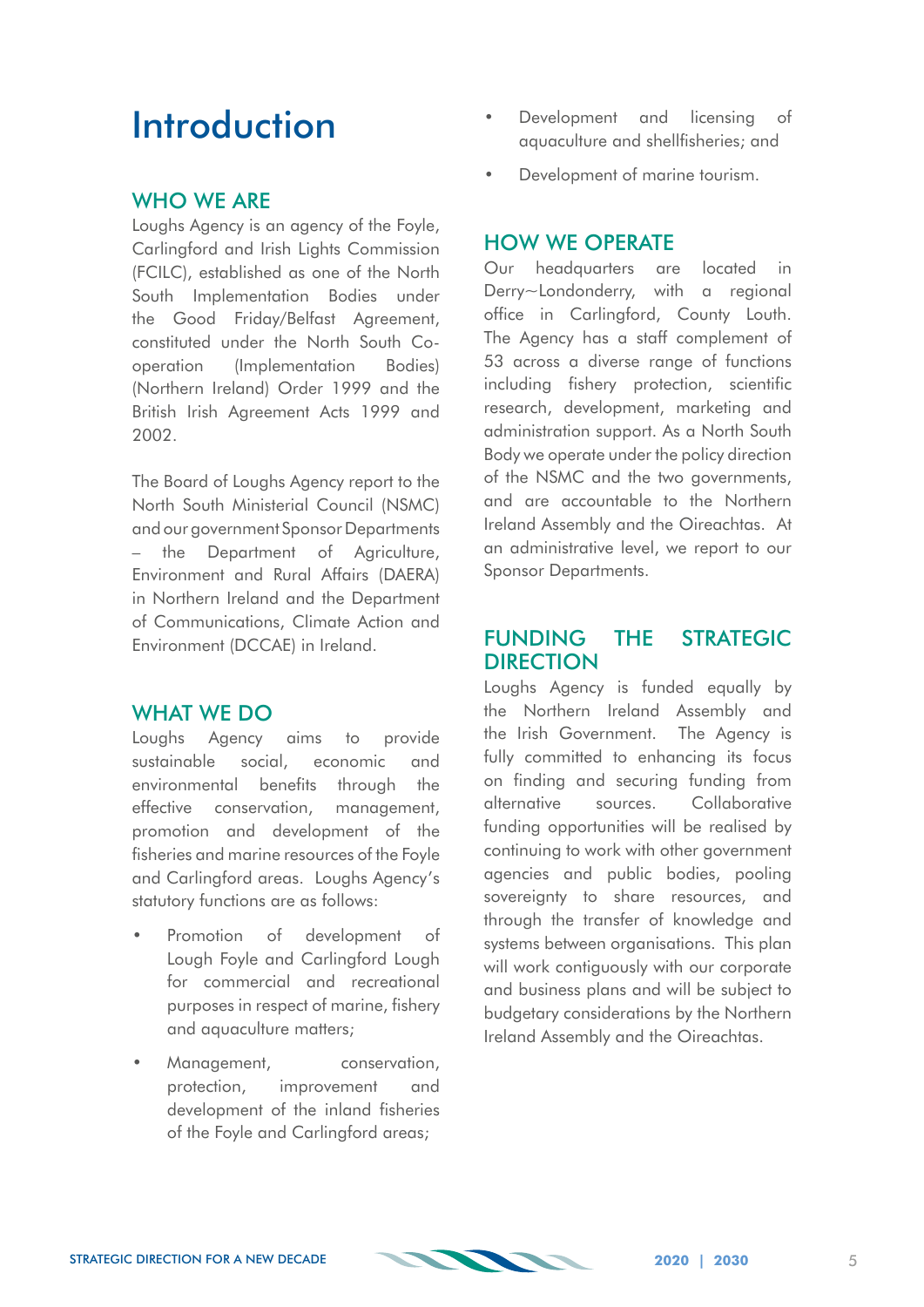# Introduction

## WHO WE ARE

Loughs Agency is an agency of the Foyle, Carlingford and Irish Lights Commission (FCILC), established as one of the North South Implementation Bodies under the Good Friday/Belfast Agreement, constituted under the North South Co-operation (Implementation Bodies) (Northern Ireland) Order 1999 and the British Irish Agreement Acts 1999 and 2002.

The Board of Loughs Agency report to the North South Ministerial Council (NSMC) and our government Sponsor Departments – the Department of Agriculture, Environment and Rural Affairs (DAERA) in Northern Ireland and the Department of Communications, Climate Action and Environment (DCCAE) in Ireland.

## WHAT WE DO

Loughs Agency aims to provide sustainable social, economic and environmental benefits through the effective conservation, management, promotion and development of the fisheries and marine resources of the Foyle and Carlingford areas. Loughs Agency's statutory functions are as follows:

- Promotion of development of Lough Foyle and Carlingford Lough for commercial and recreational purposes in respect of marine, fishery and aquaculture matters;
- Management, conservation, protection, improvement and development of the inland fisheries of the Foyle and Carlingford areas;
- Development and licensing of aquaculture and shellfisheries; and
- Development of marine tourism.

## HOW WE OPERATE

Our headquarters are located in Derry~Londonderry, with a regional office in Carlingford, County Louth. The Agency has a staff complement of 53 across a diverse range of functions including fishery protection, scientific research, development, marketing and administration support. As a North South Body we operate under the policy direction of the NSMC and the two governments, and are accountable to the Northern Ireland Assembly and the Oireachtas. At an administrative level, we report to our Sponsor Departments.

## FUNDING THE STRATEGIC DIRECTION

Loughs Agency is funded equally by the Northern Ireland Assembly and the Irish Government. The Agency is fully committed to enhancing its focus on finding and securing funding from alternative sources. Collaborative funding opportunities will be realised by continuing to work with other government agencies and public bodies, pooling sovereignty to share resources, and through the transfer of knowledge and systems between organisations. This plan will work contiguously with our corporate and business plans and will be subject to budgetary considerations by the Northern Ireland Assembly and the Oireachtas.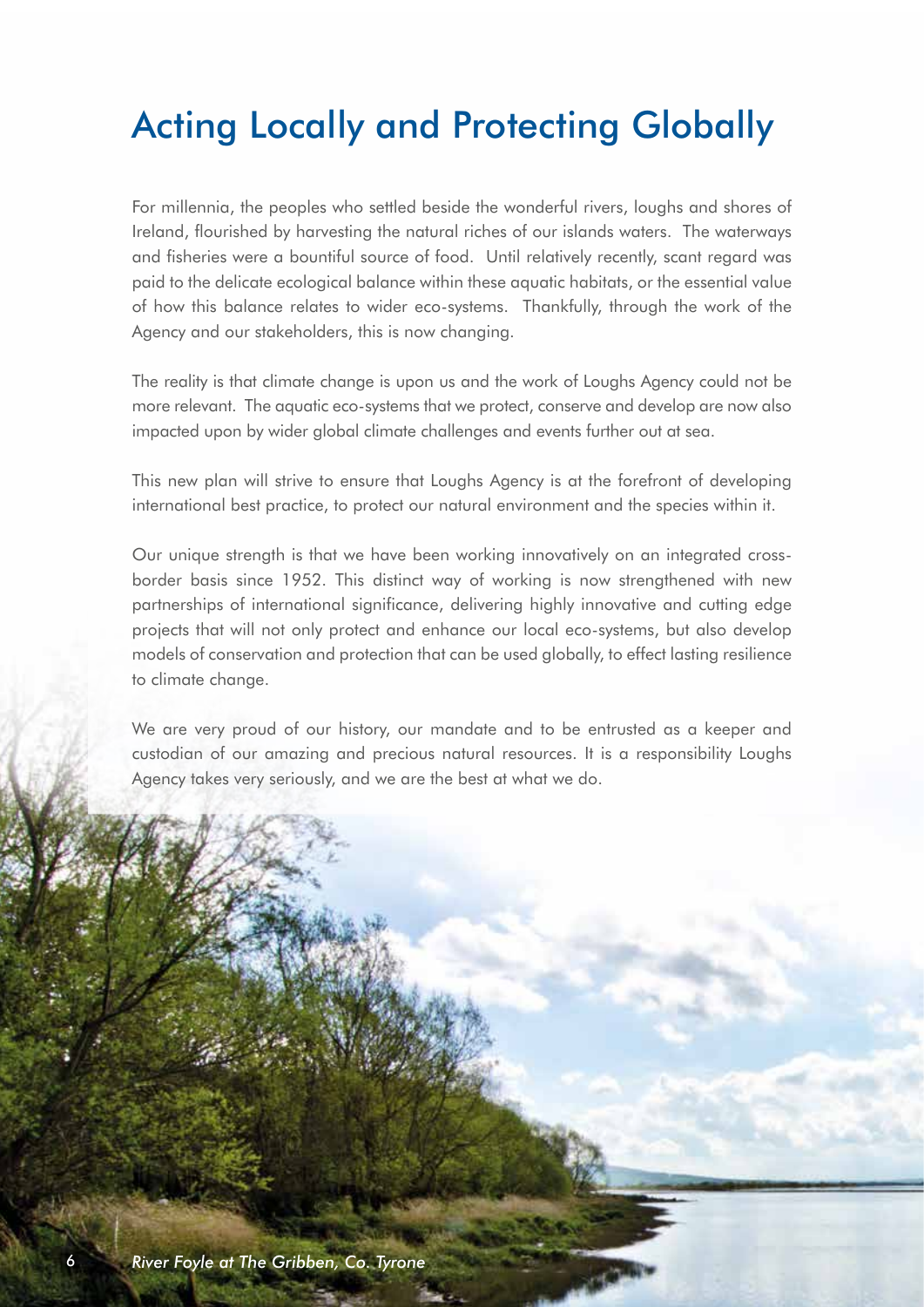# Acting Locally and Protecting Globally

For millennia, the peoples who settled beside the wonderful rivers, loughs and shores of Ireland, flourished by harvesting the natural riches of our islands waters. The waterways and fisheries were a bountiful source of food. Until relatively recently, scant regard was paid to the delicate ecological balance within these aquatic habitats, or the essential value of how this balance relates to wider eco-systems. Thankfully, through the work of the Agency and our stakeholders, this is now changing.

The reality is that climate change is upon us and the work of Loughs Agency could not be more relevant. The aquatic eco-systems that we protect, conserve and develop are now also impacted upon by wider global climate challenges and events further out at sea.

This new plan will strive to ensure that Loughs Agency is at the forefront of developing international best practice, to protect our natural environment and the species within it.

Our unique strength is that we have been working innovatively on an integrated cross-border basis since 1952. This distinct way of working is now strengthened with new partnerships of international significance, delivering highly innovative and cutting edge projects that will not only protect and enhance our local eco-systems, but also develop models of conservation and protection that can be used globally, to effect lasting resilience to climate change.

We are very proud of our history, our mandate and to be entrusted as a keeper and custodian of our amazing and precious natural resources. It is a responsibility Loughs Agency takes very seriously, and we are the best at what we do.

*River Foyle at The Gribben, Co. Tyrone*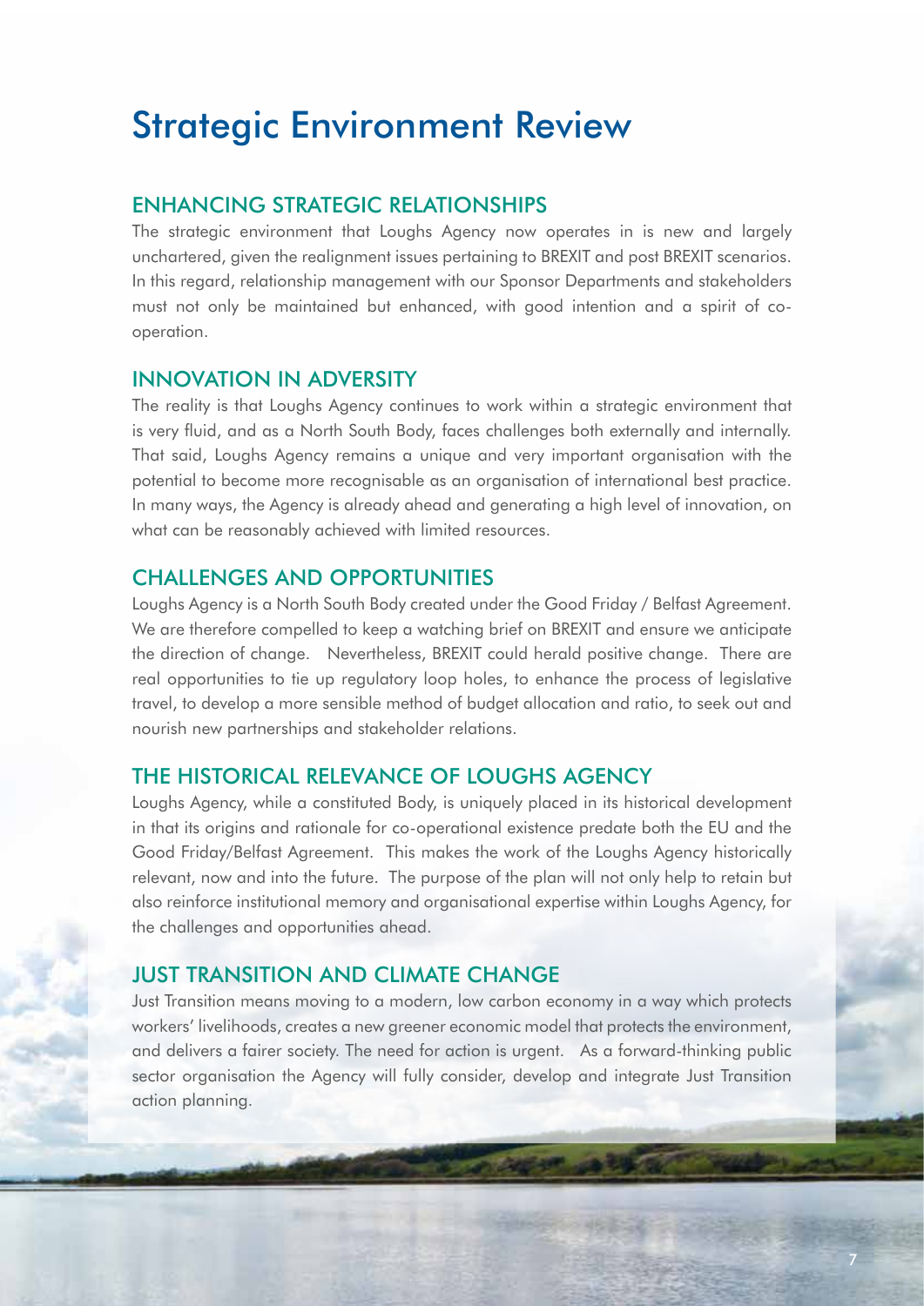# Strategic Environment Review

## ENHANCING STRATEGIC RELATIONSHIPS

The strategic environment that Loughs Agency now operates in is new and largely unchartered, given the realignment issues pertaining to BREXIT and post BREXIT scenarios. In this regard, relationship management with our Sponsor Departments and stakeholders must not only be maintained but enhanced, with good intention and a spirit of co-operation.

## INNOVATION IN ADVERSITY

The reality is that Loughs Agency continues to work within a strategic environment that is very fluid, and as a North South Body, faces challenges both externally and internally. That said, Loughs Agency remains a unique and very important organisation with the potential to become more recognisable as an organisation of international best practice. In many ways, the Agency is already ahead and generating a high level of innovation, on what can be reasonably achieved with limited resources.

## CHALLENGES AND OPPORTUNITIES

Loughs Agency is a North South Body created under the Good Friday / Belfast Agreement. We are therefore compelled to keep a watching brief on BREXIT and ensure we anticipate the direction of change. Nevertheless, BREXIT could herald positive change. There are real opportunities to tie up regulatory loop holes, to enhance the process of legislative travel, to develop a more sensible method of budget allocation and ratio, to seek out and nourish new partnerships and stakeholder relations.

## THE HISTORICAL RELEVANCE OF LOUGHS AGENCY

Loughs Agency, while a constituted Body, is uniquely placed in its historical development in that its origins and rationale for co-operational existence predate both the EU and the Good Friday/Belfast Agreement. This makes the work of the Loughs Agency historically relevant, now and into the future. The purpose of the plan will not only help to retain but also reinforce institutional memory and organisational expertise within Loughs Agency, for the challenges and opportunities ahead.

## JUST TRANSITION AND CLIMATE CHANGE

Just Transition means moving to a modern, low carbon economy in a way which protects workers' livelihoods, creates a new greener economic model that protects the environment, and delivers a fairer society. The need for action is urgent. As a forward-thinking public sector organisation the Agency will fully consider, develop and integrate Just Transition action planning.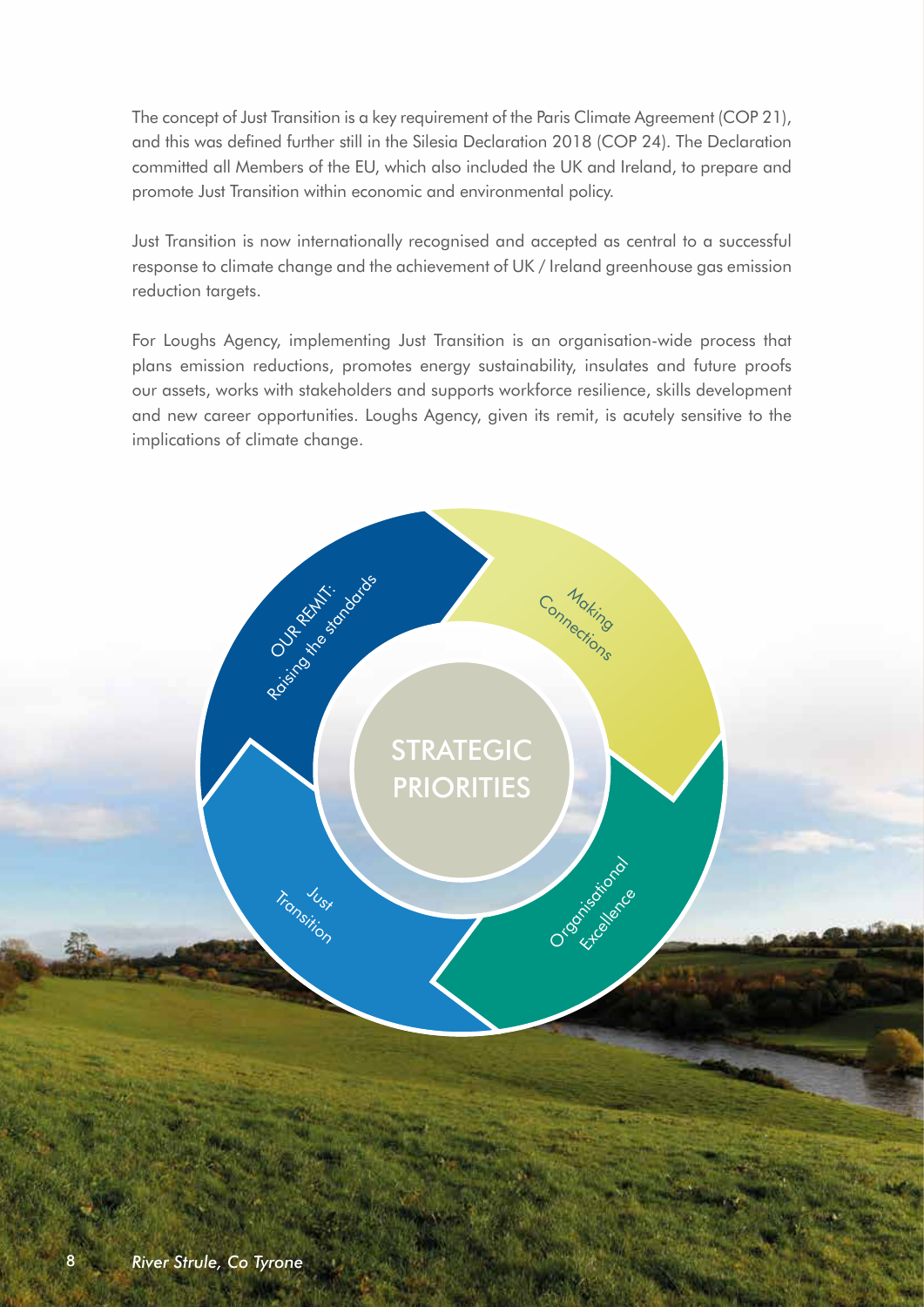The concept of Just Transition is a key requirement of the Paris Climate Agreement (COP 21), and this was defined further still in the Silesia Declaration 2018 (COP 24). The Declaration committed all Members of the EU, which also included the UK and Ireland, to prepare and promote Just Transition within economic and environmental policy.

Just Transition is now internationally recognised and accepted as central to a successful response to climate change and the achievement of UK / Ireland greenhouse gas emission reduction targets.

For Loughs Agency, implementing Just Transition is an organisation-wide process that plans emission reductions, promotes energy sustainability, insulates and future proofs our assets, works with stakeholders and supports workforce resilience, skills development and new career opportunities. Loughs Agency, given its remit, is acutely sensitive to the implications of climate change.

STRATEGIC PRIORITIES

- OUR REMIT: Raising the standards
- Making Connections
- Organisational Excellence
- Just Transition

*River Strule, Co Tyrone*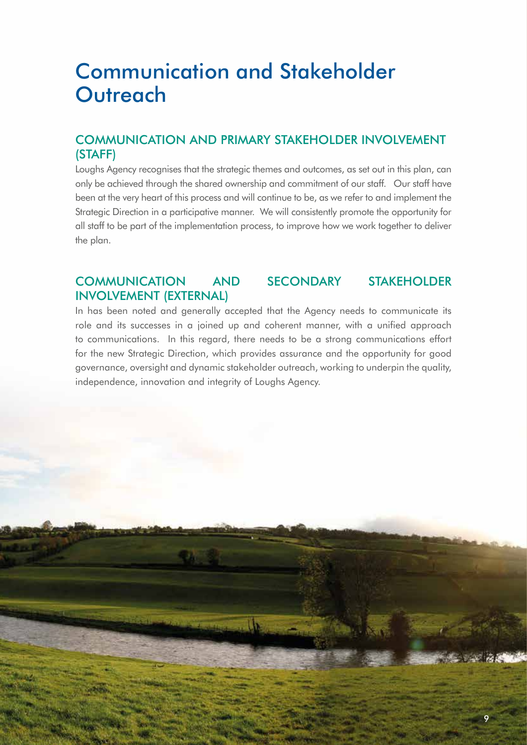# Communication and Stakeholder Outreach

## COMMUNICATION AND PRIMARY STAKEHOLDER INVOLVEMENT (STAFF)

Loughs Agency recognises that the strategic themes and outcomes, as set out in this plan, can only be achieved through the shared ownership and commitment of our staff. Our staff have been at the very heart of this process and will continue to be, as we refer to and implement the Strategic Direction in a participative manner. We will consistently promote the opportunity for all staff to be part of the implementation process, to improve how we work together to deliver the plan.

## COMMUNICATION AND SECONDARY STAKEHOLDER INVOLVEMENT (EXTERNAL)

In has been noted and generally accepted that the Agency needs to communicate its role and its successes in a joined up and coherent manner, with a unified approach to communications. In this regard, there needs to be a strong communications effort for the new Strategic Direction, which provides assurance and the opportunity for good governance, oversight and dynamic stakeholder outreach, working to underpin the quality, independence, innovation and integrity of Loughs Agency.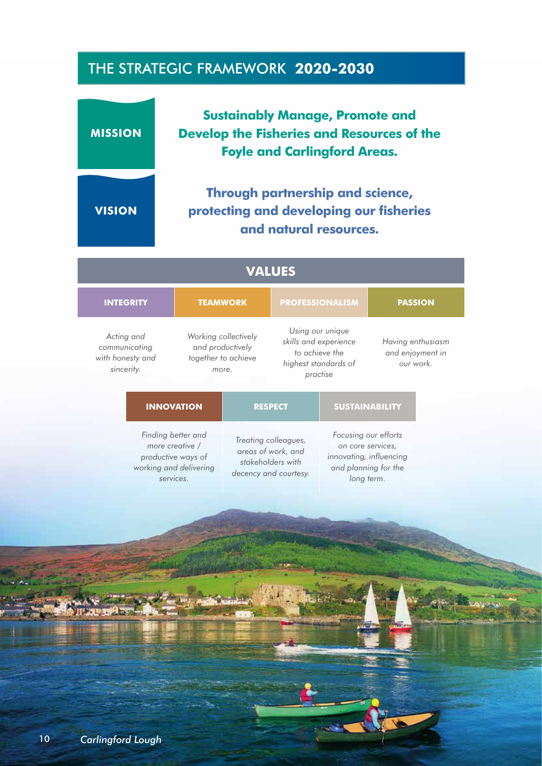# THE STRATEGIC FRAMEWORK **2020-2030**

**MISSION**

**Sustainably Manage, Promote and Develop the Fisheries and Resources of the Foyle and Carlingford Areas.**

**VISION**

**Through partnership and science, protecting and developing our fisheries and natural resources.**

## VALUES

| INTEGRITY | TEAMWORK | PROFESSIONALISM | PASSION |
|---|---|---|---|
| *Acting and communicating with honesty and sincerity.* | *Working collectively and productively together to achieve more.* | *Using our unique skills and experience to achieve the highest standards of practise* | *Having enthusiasm and enjoyment in our work.* |

| INNOVATION | RESPECT | SUSTAINABILITY |
|---|---|---|
| *Finding better and more creative / productive ways of working and delivering services.* | *Treating colleagues, areas of work, and stakeholders with decency and courtesy.* | *Focusing our efforts on core services, innovating, influencing and planning for the long term.* |

*Carlingford Lough*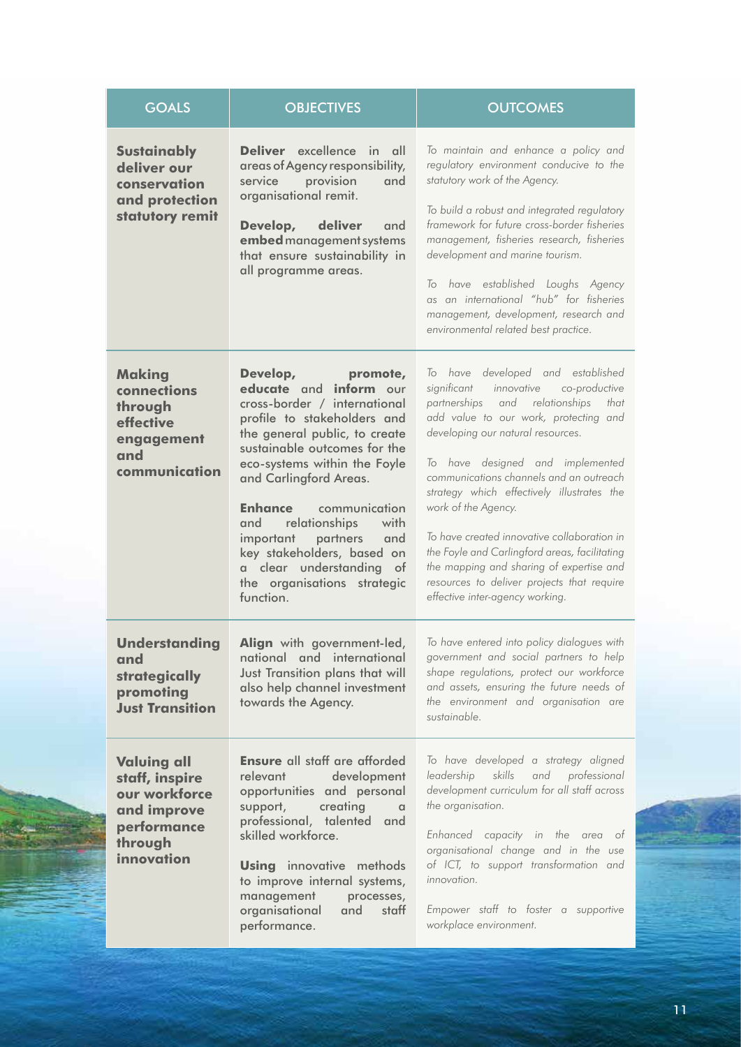| GOALS | OBJECTIVES | OUTCOMES |
|---|---|---|
| **Sustainably deliver our conservation and protection statutory remit** | **Deliver** excellence in all areas of Agency responsibility, service provision and organisational remit.<br><br>**Develop, deliver** and **embed** management systems that ensure sustainability in all programme areas. | *To maintain and enhance a policy and regulatory environment conducive to the statutory work of the Agency.*<br><br>*To build a robust and integrated regulatory framework for future cross-border fisheries management, fisheries research, fisheries development and marine tourism.*<br><br>*To have established Loughs Agency as an international "hub" for fisheries management, development, research and environmental related best practice.* |
| **Making connections through effective engagement and communication** | **Develop, promote, educate** and **inform** our cross-border / international profile to stakeholders and the general public, to create sustainable outcomes for the eco-systems within the Foyle and Carlingford Areas.<br><br>**Enhance** communication and relationships with important partners and key stakeholders, based on a clear understanding of the organisations strategic function. | *To have developed and established significant innovative co-productive partnerships and relationships that add value to our work, protecting and developing our natural resources.*<br><br>*To have designed and implemented communications channels and an outreach strategy which effectively illustrates the work of the Agency.*<br><br>*To have created innovative collaboration in the Foyle and Carlingford areas, facilitating the mapping and sharing of expertise and resources to deliver projects that require effective inter-agency working.* |
| **Understanding and strategically promoting Just Transition** | **Align** with government-led, national and international Just Transition plans that will also help channel investment towards the Agency. | *To have entered into policy dialogues with government and social partners to help shape regulations, protect our workforce and assets, ensuring the future needs of the environment and organisation are sustainable.* |
| **Valuing all staff, inspire our workforce and improve performance through innovation** | **Ensure** all staff are afforded relevant development opportunities and personal support, creating a professional, talented and skilled workforce.<br><br>**Using** innovative methods to improve internal systems, management processes, organisational and staff performance. | *To have developed a strategy aligned leadership skills and professional development curriculum for all staff across the organisation.*<br><br>*Enhanced capacity in the area of organisational change and in the use of ICT, to support transformation and innovation.*<br><br>*Empower staff to foster a supportive workplace environment.* |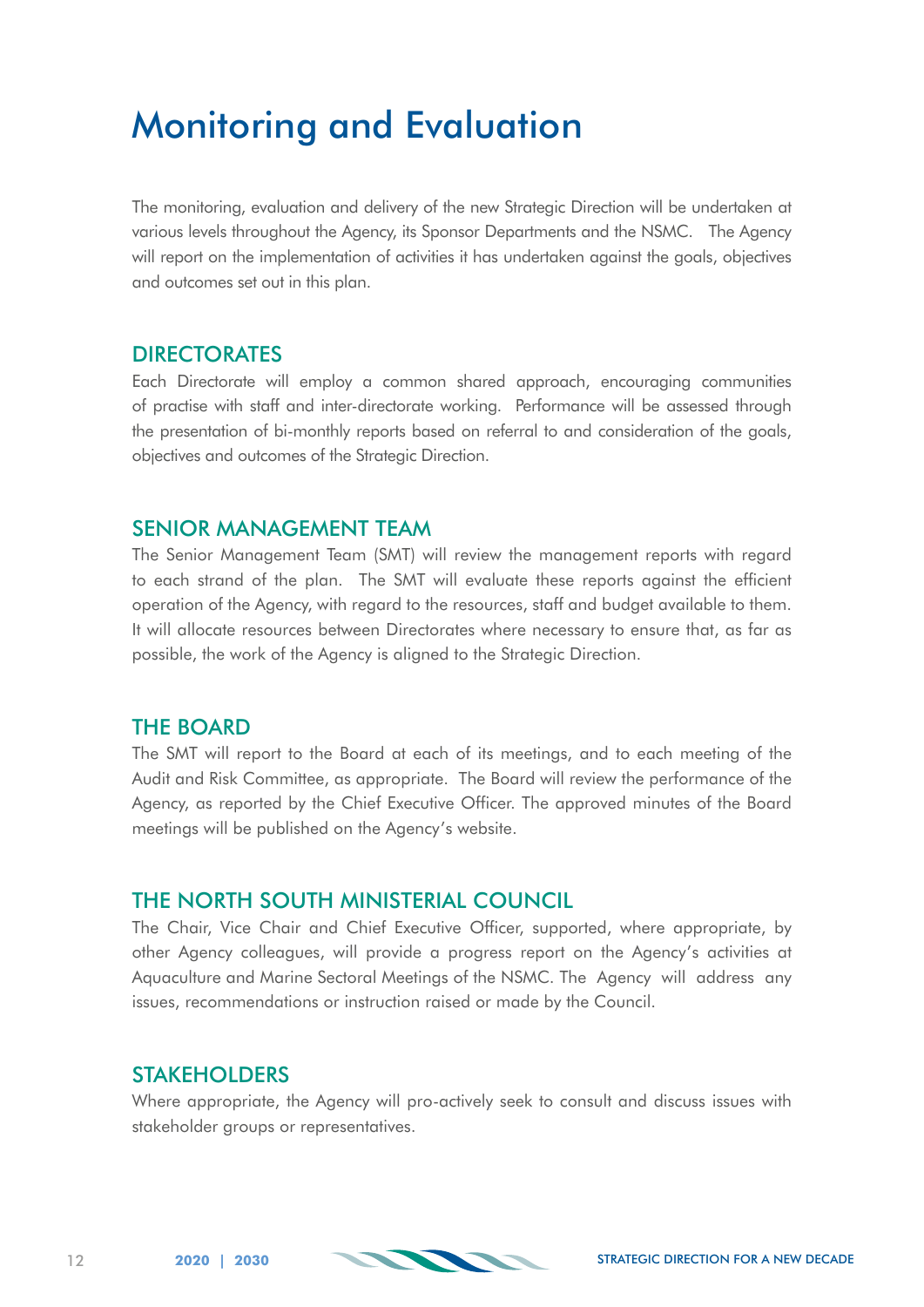# Monitoring and Evaluation

The monitoring, evaluation and delivery of the new Strategic Direction will be undertaken at various levels throughout the Agency, its Sponsor Departments and the NSMC. The Agency will report on the implementation of activities it has undertaken against the goals, objectives and outcomes set out in this plan.

## DIRECTORATES

Each Directorate will employ a common shared approach, encouraging communities of practise with staff and inter-directorate working. Performance will be assessed through the presentation of bi-monthly reports based on referral to and consideration of the goals, objectives and outcomes of the Strategic Direction.

## SENIOR MANAGEMENT TEAM

The Senior Management Team (SMT) will review the management reports with regard to each strand of the plan. The SMT will evaluate these reports against the efficient operation of the Agency, with regard to the resources, staff and budget available to them. It will allocate resources between Directorates where necessary to ensure that, as far as possible, the work of the Agency is aligned to the Strategic Direction.

## THE BOARD

The SMT will report to the Board at each of its meetings, and to each meeting of the Audit and Risk Committee, as appropriate. The Board will review the performance of the Agency, as reported by the Chief Executive Officer. The approved minutes of the Board meetings will be published on the Agency's website.

## THE NORTH SOUTH MINISTERIAL COUNCIL

The Chair, Vice Chair and Chief Executive Officer, supported, where appropriate, by other Agency colleagues, will provide a progress report on the Agency's activities at Aquaculture and Marine Sectoral Meetings of the NSMC. The Agency will address any issues, recommendations or instruction raised or made by the Council.

## STAKEHOLDERS

Where appropriate, the Agency will pro-actively seek to consult and discuss issues with stakeholder groups or representatives.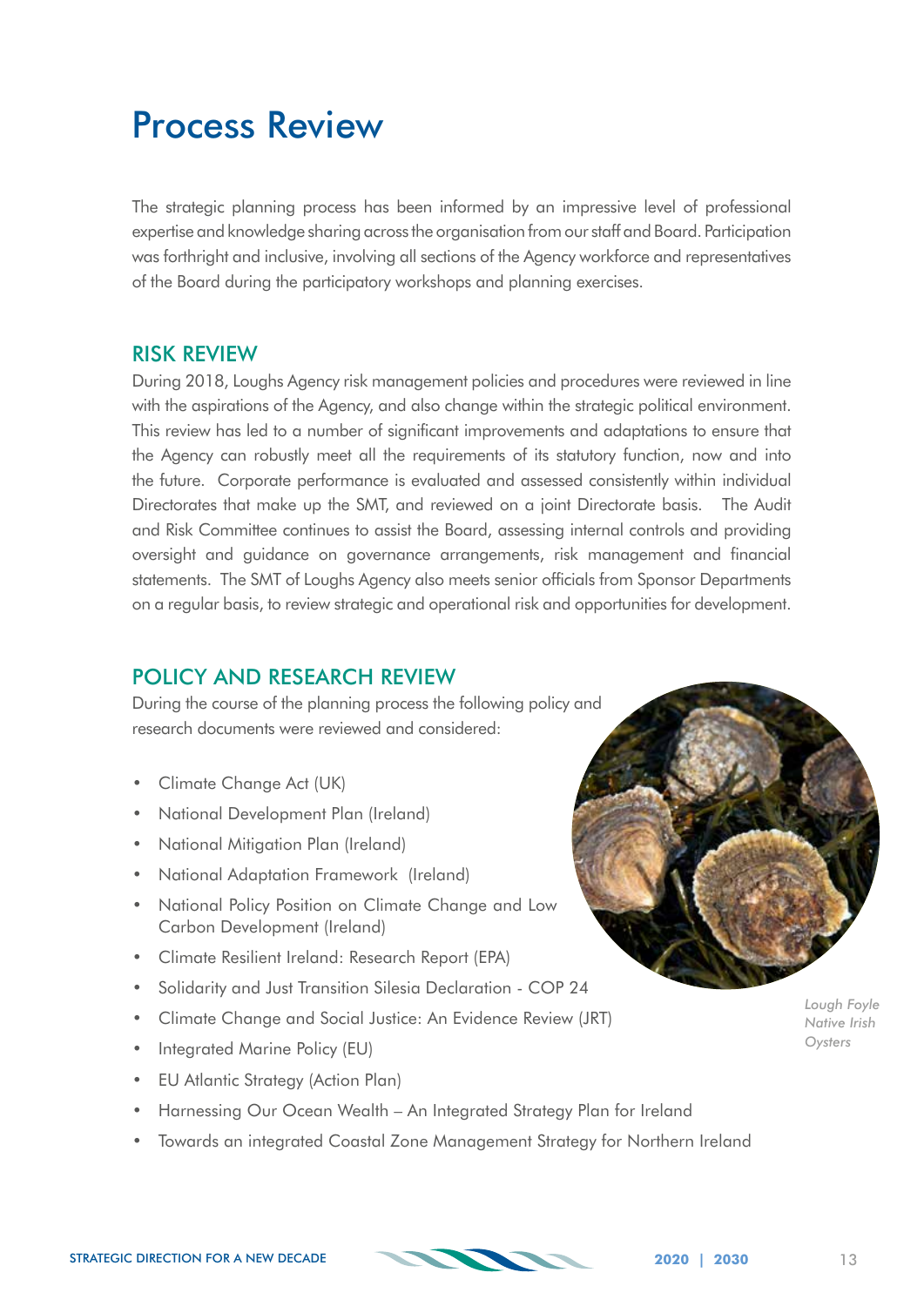# Process Review

The strategic planning process has been informed by an impressive level of professional expertise and knowledge sharing across the organisation from our staff and Board. Participation was forthright and inclusive, involving all sections of the Agency workforce and representatives of the Board during the participatory workshops and planning exercises.

## RISK REVIEW

During 2018, Loughs Agency risk management policies and procedures were reviewed in line with the aspirations of the Agency, and also change within the strategic political environment. This review has led to a number of significant improvements and adaptations to ensure that the Agency can robustly meet all the requirements of its statutory function, now and into the future. Corporate performance is evaluated and assessed consistently within individual Directorates that make up the SMT, and reviewed on a joint Directorate basis. The Audit and Risk Committee continues to assist the Board, assessing internal controls and providing oversight and guidance on governance arrangements, risk management and financial statements. The SMT of Loughs Agency also meets senior officials from Sponsor Departments on a regular basis, to review strategic and operational risk and opportunities for development.

## POLICY AND RESEARCH REVIEW

During the course of the planning process the following policy and research documents were reviewed and considered:

- Climate Change Act (UK)
- National Development Plan (Ireland)
- National Mitigation Plan (Ireland)
- National Adaptation Framework (Ireland)
- National Policy Position on Climate Change and Low Carbon Development (Ireland)
- Climate Resilient Ireland: Research Report (EPA)
- Solidarity and Just Transition Silesia Declaration - COP 24
- Climate Change and Social Justice: An Evidence Review (JRT)
- Integrated Marine Policy (EU)
- EU Atlantic Strategy (Action Plan)
- Harnessing Our Ocean Wealth – An Integrated Strategy Plan for Ireland
- Towards an integrated Coastal Zone Management Strategy for Northern Ireland

*Lough Foyle Native Irish Oysters*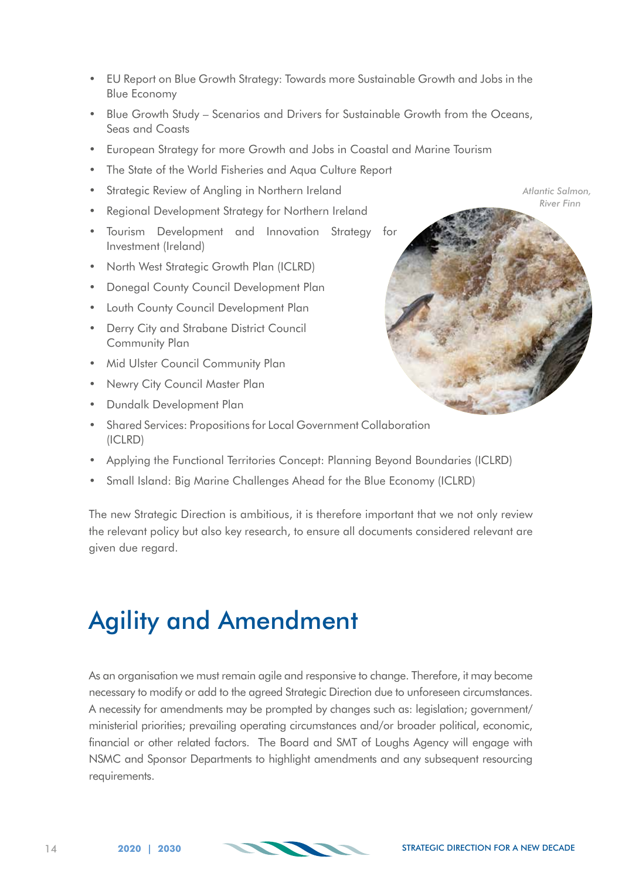- EU Report on Blue Growth Strategy: Towards more Sustainable Growth and Jobs in the Blue Economy
- Blue Growth Study – Scenarios and Drivers for Sustainable Growth from the Oceans, Seas and Coasts
- European Strategy for more Growth and Jobs in Coastal and Marine Tourism
- The State of the World Fisheries and Aqua Culture Report
- Strategic Review of Angling in Northern Ireland
- Regional Development Strategy for Northern Ireland
- Tourism Development and Innovation Strategy for Investment (Ireland)
- North West Strategic Growth Plan (ICLRD)
- Donegal County Council Development Plan
- Louth County Council Development Plan
- Derry City and Strabane District Council Community Plan
- Mid Ulster Council Community Plan
- Newry City Council Master Plan
- Dundalk Development Plan
- Shared Services: Propositions for Local Government Collaboration (ICLRD)
- Applying the Functional Territories Concept: Planning Beyond Boundaries (ICLRD)
- Small Island: Big Marine Challenges Ahead for the Blue Economy (ICLRD)

*Atlantic Salmon, River Finn*

The new Strategic Direction is ambitious, it is therefore important that we not only review the relevant policy but also key research, to ensure all documents considered relevant are given due regard.

# Agility and Amendment

As an organisation we must remain agile and responsive to change. Therefore, it may become necessary to modify or add to the agreed Strategic Direction due to unforeseen circumstances. A necessity for amendments may be prompted by changes such as: legislation; government/ministerial priorities; prevailing operating circumstances and/or broader political, economic, financial or other related factors. The Board and SMT of Loughs Agency will engage with NSMC and Sponsor Departments to highlight amendments and any subsequent resourcing requirements.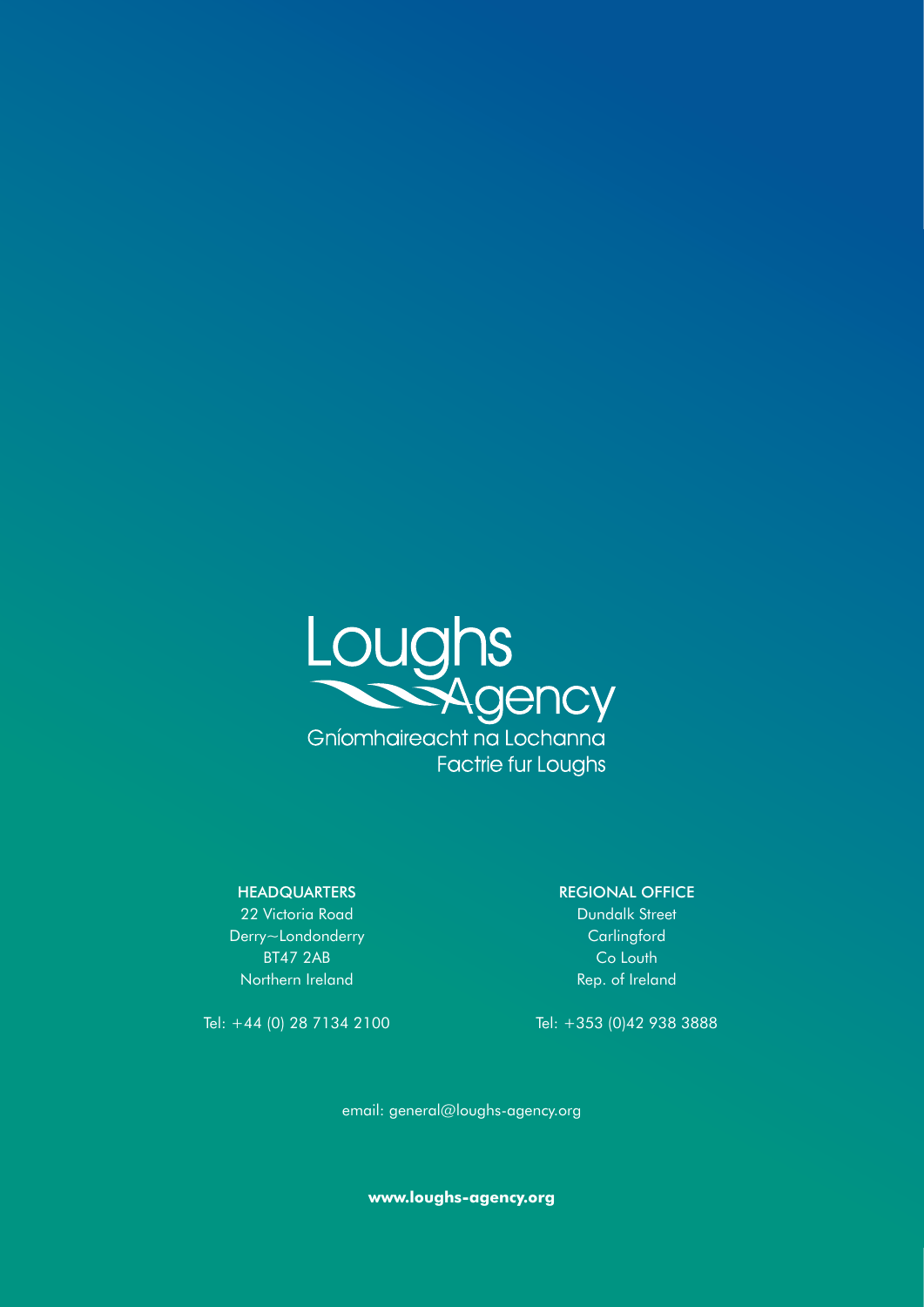Loughs Agency

Gníomhaireacht na Lochanna

Factrie fur Loughs

**HEADQUARTERS**

22 Victoria Road
Derry~Londonderry
BT47 2AB
Northern Ireland

Tel: +44 (0) 28 7134 2100

**REGIONAL OFFICE**

Dundalk Street
Carlingford
Co Louth
Rep. of Ireland

Tel: +353 (0)42 938 3888

email: general@loughs-agency.org

**www.loughs-agency.org**